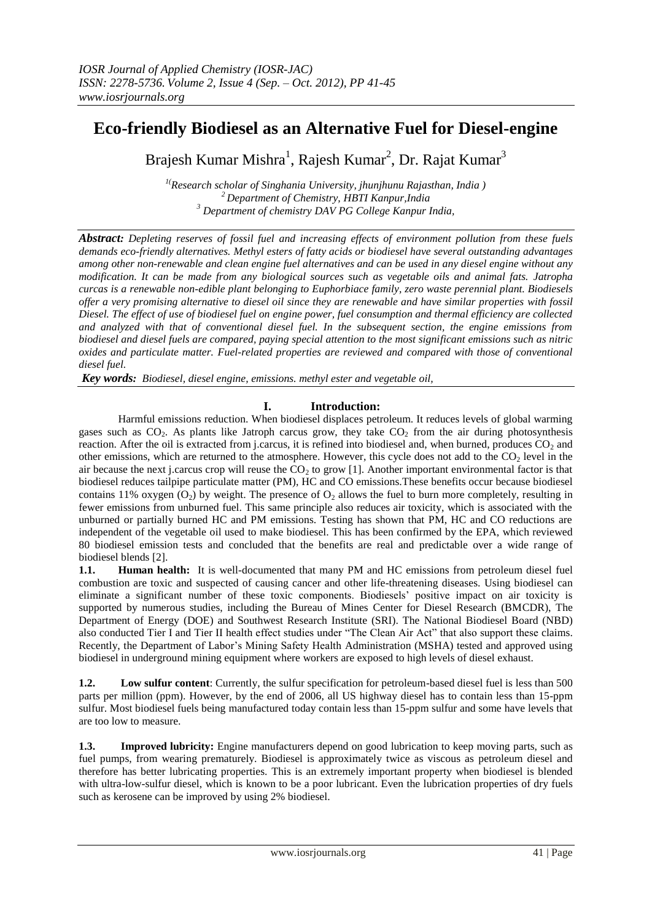# Eco-friendly Biodiesel as an Alternative Fuel for Diesel-engine

Brajesh Kumar Mishra[1], Rajesh Kumar[2], Dr. Rajat Kumar[3]

[1](Research scholar of Singhania University, jhunjhunu Rajasthan, India )
[2] Department of Chemistry, HBTI Kanpur,India
[3] Department of chemistry DAV PG College Kanpur India,

***Abstract:*** *Depleting reserves of fossil fuel and increasing effects of environment pollution from these fuels demands eco-friendly alternatives. Methyl esters of fatty acids or biodiesel have several outstanding advantages among other non-renewable and clean engine fuel alternatives and can be used in any diesel engine without any modification. It can be made from any biological sources such as vegetable oils and animal fats. Jatropha curcas is a renewable non-edible plant belonging to Euphorbiace family, zero waste perennial plant. Biodiesels offer a very promising alternative to diesel oil since they are renewable and have similar properties with fossil Diesel. The effect of use of biodiesel fuel on engine power, fuel consumption and thermal efficiency are collected and analyzed with that of conventional diesel fuel. In the subsequent section, the engine emissions from biodiesel and diesel fuels are compared, paying special attention to the most significant emissions such as nitric oxides and particulate matter. Fuel-related properties are reviewed and compared with those of conventional diesel fuel.*

***Key words:*** *Biodiesel, diesel engine, emissions. methyl ester and vegetable oil,*

## I. Introduction:

Harmful emissions reduction. When biodiesel displaces petroleum. It reduces levels of global warming gases such as $CO_2$. As plants like Jatroph carcus grow, they take $CO_2$ from the air during photosynthesis reaction. After the oil is extracted from j.carcus, it is refined into biodiesel and, when burned, produces $CO_2$ and other emissions, which are returned to the atmosphere. However, this cycle does not add to the $CO_2$ level in the air because the next j.carcus crop will reuse the $CO_2$ to grow [1]. Another important environmental factor is that biodiesel reduces tailpipe particulate matter (PM), HC and CO emissions.These benefits occur because biodiesel contains 11% oxygen ($O_2$) by weight. The presence of $O_2$ allows the fuel to burn more completely, resulting in fewer emissions from unburned fuel. This same principle also reduces air toxicity, which is associated with the unburned or partially burned HC and PM emissions. Testing has shown that PM, HC and CO reductions are independent of the vegetable oil used to make biodiesel. This has been confirmed by the EPA, which reviewed 80 biodiesel emission tests and concluded that the benefits are real and predictable over a wide range of biodiesel blends [2].

**1.1. Human health:** It is well-documented that many PM and HC emissions from petroleum diesel fuel combustion are toxic and suspected of causing cancer and other life-threatening diseases. Using biodiesel can eliminate a significant number of these toxic components. Biodiesels' positive impact on air toxicity is supported by numerous studies, including the Bureau of Mines Center for Diesel Research (BMCDR), The Department of Energy (DOE) and Southwest Research Institute (SRI). The National Biodiesel Board (NBD) also conducted Tier I and Tier II health effect studies under "The Clean Air Act" that also support these claims. Recently, the Department of Labor's Mining Safety Health Administration (MSHA) tested and approved using biodiesel in underground mining equipment where workers are exposed to high levels of diesel exhaust.

**1.2. Low sulfur content**: Currently, the sulfur specification for petroleum-based diesel fuel is less than 500 parts per million (ppm). However, by the end of 2006, all US highway diesel has to contain less than 15-ppm sulfur. Most biodiesel fuels being manufactured today contain less than 15-ppm sulfur and some have levels that are too low to measure.

**1.3. Improved lubricity:** Engine manufacturers depend on good lubrication to keep moving parts, such as fuel pumps, from wearing prematurely. Biodiesel is approximately twice as viscous as petroleum diesel and therefore has better lubricating properties. This is an extremely important property when biodiesel is blended with ultra-low-sulfur diesel, which is known to be a poor lubricant. Even the lubrication properties of dry fuels such as kerosene can be improved by using 2% biodiesel.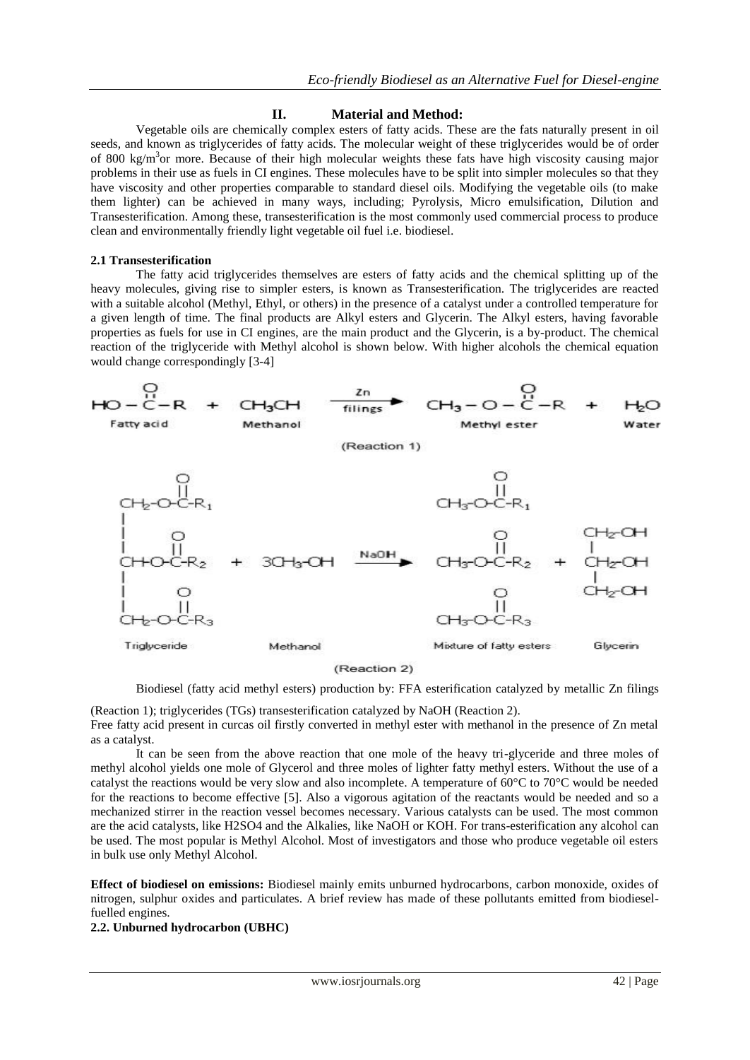## II. Material and Method:

Vegetable oils are chemically complex esters of fatty acids. These are the fats naturally present in oil seeds, and known as triglycerides of fatty acids. The molecular weight of these triglycerides would be of order of 800 kg/m$^3$or more. Because of their high molecular weights these fats have high viscosity causing major problems in their use as fuels in CI engines. These molecules have to be split into simpler molecules so that they have viscosity and other properties comparable to standard diesel oils. Modifying the vegetable oils (to make them lighter) can be achieved in many ways, including; Pyrolysis, Micro emulsification, Dilution and Transesterification. Among these, transesterification is the most commonly used commercial process to produce clean and environmentally friendly light vegetable oil fuel i.e. biodiesel.

### 2.1 Transesterification

The fatty acid triglycerides themselves are esters of fatty acids and the chemical splitting up of the heavy molecules, giving rise to simpler esters, is known as Transesterification. The triglycerides are reacted with a suitable alcohol (Methyl, Ethyl, or others) in the presence of a catalyst under a controlled temperature for a given length of time. The final products are Alkyl esters and Glycerin. The Alkyl esters, having favorable properties as fuels for use in CI engines, are the main product and the Glycerin, is a by-product. The chemical reaction of the triglyceride with Methyl alcohol is shown below. With higher alcohols the chemical equation would change correspondingly [3-4]

$$HO-\overset{O}{\overset{\|}{C}}-R \;\; + \;\; CH_3CH \;\; \xrightarrow[\text{filings}]{Zn} \;\; CH_3-O-\overset{O}{\overset{\|}{C}}-R \;\; + \;\; H_2O$$

Fatty acid — Methanol — Methyl ester — Water

(Reaction 1)

$$\begin{matrix} CH_2-O-\overset{O}{\overset{\|}{C}}-R_1 \\ | \\ CH-O-\overset{O}{\overset{\|}{C}}-R_2 \\ | \\ CH_2-O-\overset{O}{\overset{\|}{C}}-R_3 \end{matrix} \;\; + \;\; 3CH_3-OH \;\; \xrightarrow{NaOH} \;\; \begin{matrix} CH_3-O-\overset{O}{\overset{\|}{C}}-R_1 \\ CH_3-O-\overset{O}{\overset{\|}{C}}-R_2 \\ CH_3-O-\overset{O}{\overset{\|}{C}}-R_3 \end{matrix} \;\; + \;\; \begin{matrix} CH_2-OH \\ | \\ CH_2-OH \\ | \\ CH_2-OH \end{matrix}$$

Triglyceride — Methanol — Mixture of fatty esters — Glycerin

(Reaction 2)

Biodiesel (fatty acid methyl esters) production by: FFA esterification catalyzed by metallic Zn filings (Reaction 1); triglycerides (TGs) transesterification catalyzed by NaOH (Reaction 2).

Free fatty acid present in curcas oil firstly converted in methyl ester with methanol in the presence of Zn metal as a catalyst.

It can be seen from the above reaction that one mole of the heavy tri-glyceride and three moles of methyl alcohol yields one mole of Glycerol and three moles of lighter fatty methyl esters. Without the use of a catalyst the reactions would be very slow and also incomplete. A temperature of 60°C to 70°C would be needed for the reactions to become effective [5]. Also a vigorous agitation of the reactants would be needed and so a mechanized stirrer in the reaction vessel becomes necessary. Various catalysts can be used. The most common are the acid catalysts, like $H_2SO_4$ and the Alkalies, like NaOH or KOH. For trans-esterification any alcohol can be used. The most popular is Methyl Alcohol. Most of investigators and those who produce vegetable oil esters in bulk use only Methyl Alcohol.

**Effect of biodiesel on emissions:** Biodiesel mainly emits unburned hydrocarbons, carbon monoxide, oxides of nitrogen, sulphur oxides and particulates. A brief review has made of these pollutants emitted from biodiesel-fuelled engines.

### 2.2. Unburned hydrocarbon (UBHC)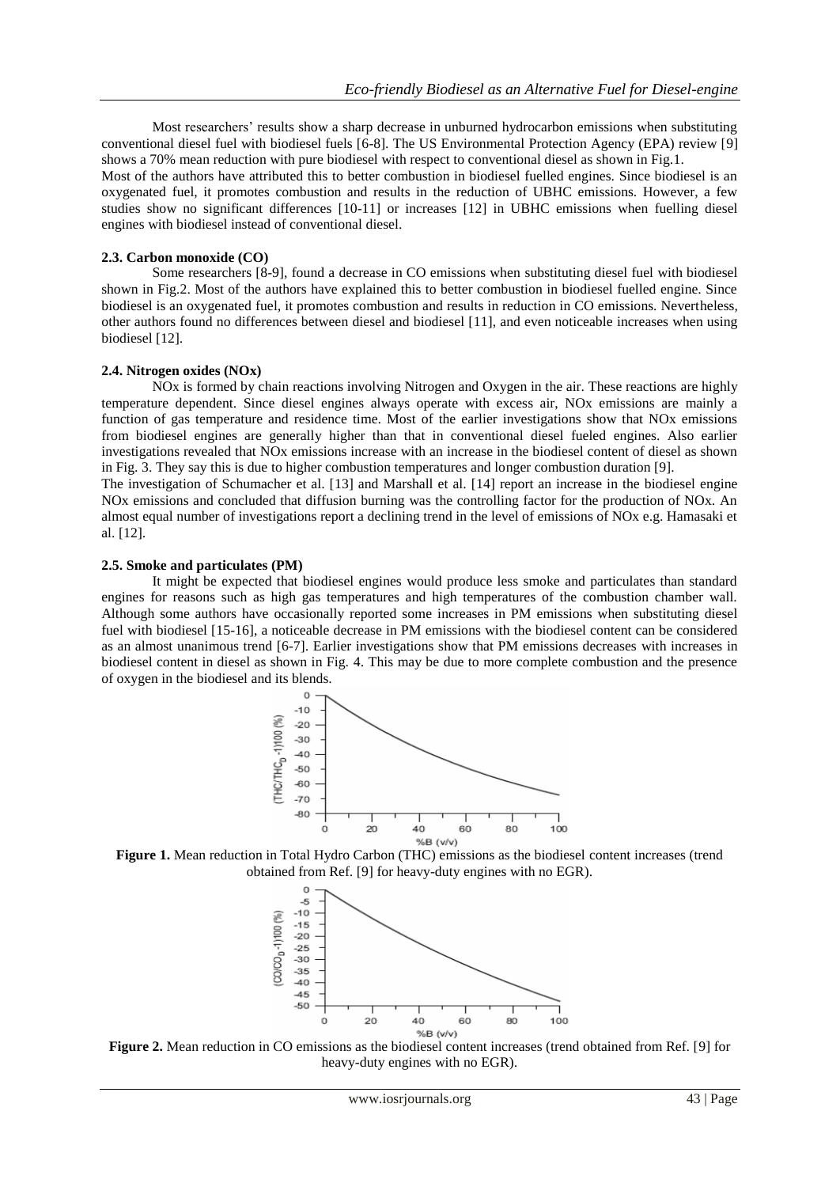Most researchers' results show a sharp decrease in unburned hydrocarbon emissions when substituting conventional diesel fuel with biodiesel fuels [6-8]. The US Environmental Protection Agency (EPA) review [9] shows a 70% mean reduction with pure biodiesel with respect to conventional diesel as shown in Fig.1.

Most of the authors have attributed this to better combustion in biodiesel fuelled engines. Since biodiesel is an oxygenated fuel, it promotes combustion and results in the reduction of UBHC emissions. However, a few studies show no significant differences [10-11] or increases [12] in UBHC emissions when fuelling diesel engines with biodiesel instead of conventional diesel.

### 2.3. Carbon monoxide (CO)

Some researchers [8-9], found a decrease in CO emissions when substituting diesel fuel with biodiesel shown in Fig.2. Most of the authors have explained this to better combustion in biodiesel fuelled engine. Since biodiesel is an oxygenated fuel, it promotes combustion and results in reduction in CO emissions. Nevertheless, other authors found no differences between diesel and biodiesel [11], and even noticeable increases when using biodiesel [12].

### 2.4. Nitrogen oxides (NOx)

NOx is formed by chain reactions involving Nitrogen and Oxygen in the air. These reactions are highly temperature dependent. Since diesel engines always operate with excess air, NOx emissions are mainly a function of gas temperature and residence time. Most of the earlier investigations show that NOx emissions from biodiesel engines are generally higher than that in conventional diesel fueled engines. Also earlier investigations revealed that NOx emissions increase with an increase in the biodiesel content of diesel as shown in Fig. 3. They say this is due to higher combustion temperatures and longer combustion duration [9].

The investigation of Schumacher et al. [13] and Marshall et al. [14] report an increase in the biodiesel engine NOx emissions and concluded that diffusion burning was the controlling factor for the production of NOx. An almost equal number of investigations report a declining trend in the level of emissions of NOx e.g. Hamasaki et al. [12].

### 2.5. Smoke and particulates (PM)

It might be expected that biodiesel engines would produce less smoke and particulates than standard engines for reasons such as high gas temperatures and high temperatures of the combustion chamber wall. Although some authors have occasionally reported some increases in PM emissions when substituting diesel fuel with biodiesel [15-16], a noticeable decrease in PM emissions with the biodiesel content can be considered as an almost unanimous trend [6-7]. Earlier investigations show that PM emissions decreases with increases in biodiesel content in diesel as shown in Fig. 4. This may be due to more complete combustion and the presence of oxygen in the biodiesel and its blends.

**Figure 1.** Mean reduction in Total Hydro Carbon (THC) emissions as the biodiesel content increases (trend obtained from Ref. [9] for heavy-duty engines with no EGR).

**Figure 2.** Mean reduction in CO emissions as the biodiesel content increases (trend obtained from Ref. [9] for heavy-duty engines with no EGR).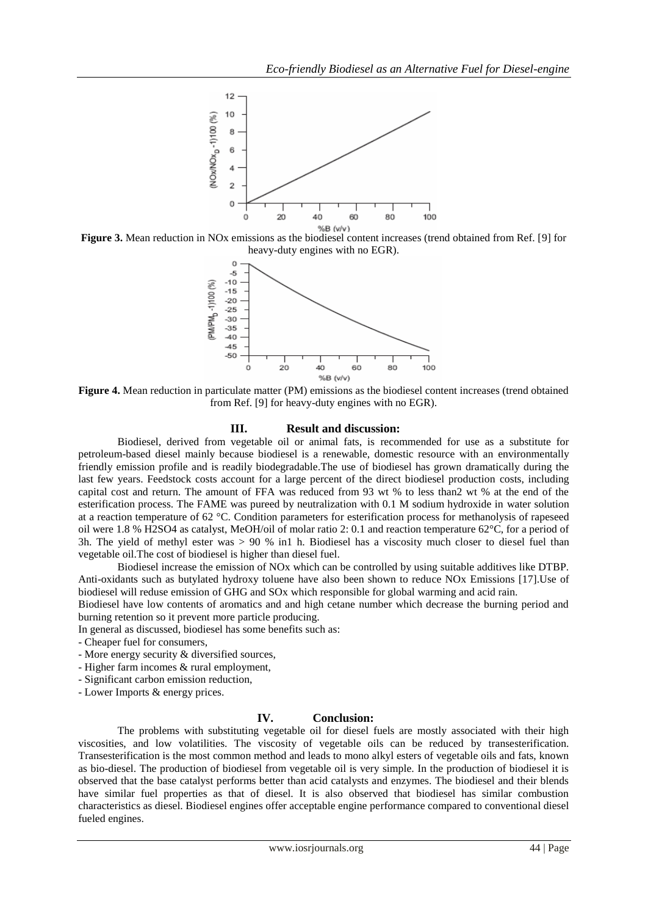**Figure 3.** Mean reduction in NOx emissions as the biodiesel content increases (trend obtained from Ref. [9] for heavy-duty engines with no EGR).

**Figure 4.** Mean reduction in particulate matter (PM) emissions as the biodiesel content increases (trend obtained from Ref. [9] for heavy-duty engines with no EGR).

## III. Result and discussion:

Biodiesel, derived from vegetable oil or animal fats, is recommended for use as a substitute for petroleum-based diesel mainly because biodiesel is a renewable, domestic resource with an environmentally friendly emission profile and is readily biodegradable.The use of biodiesel has grown dramatically during the last few years. Feedstock costs account for a large percent of the direct biodiesel production costs, including capital cost and return. The amount of FFA was reduced from 93 wt % to less than2 wt % at the end of the esterification process. The FAME was pureed by neutralization with 0.1 M sodium hydroxide in water solution at a reaction temperature of 62 °C. Condition parameters for esterification process for methanolysis of rapeseed oil were 1.8 % $H_2SO_4$ as catalyst, MeOH/oil of molar ratio 2: 0.1 and reaction temperature 62°C, for a period of 3h. The yield of methyl ester was > 90 % in1 h. Biodiesel has a viscosity much closer to diesel fuel than vegetable oil.The cost of biodiesel is higher than diesel fuel.

Biodiesel increase the emission of NOx which can be controlled by using suitable additives like DTBP. Anti-oxidants such as butylated hydroxy toluene have also been shown to reduce NOx Emissions [17].Use of biodiesel will reduse emission of GHG and SOx which responsible for global warming and acid rain.

Biodiesel have low contents of aromatics and and high cetane number which decrease the burning period and burning retention so it prevent more particle producing.

In general as discussed, biodiesel has some benefits such as:

- Cheaper fuel for consumers,
- More energy security & diversified sources,
- Higher farm incomes & rural employment,
- Significant carbon emission reduction,
- Lower Imports & energy prices.

## IV. Conclusion:

The problems with substituting vegetable oil for diesel fuels are mostly associated with their high viscosities, and low volatilities. The viscosity of vegetable oils can be reduced by transesterification. Transesterification is the most common method and leads to mono alkyl esters of vegetable oils and fats, known as bio-diesel. The production of biodiesel from vegetable oil is very simple. In the production of biodiesel it is observed that the base catalyst performs better than acid catalysts and enzymes. The biodiesel and their blends have similar fuel properties as that of diesel. It is also observed that biodiesel has similar combustion characteristics as diesel. Biodiesel engines offer acceptable engine performance compared to conventional diesel fueled engines.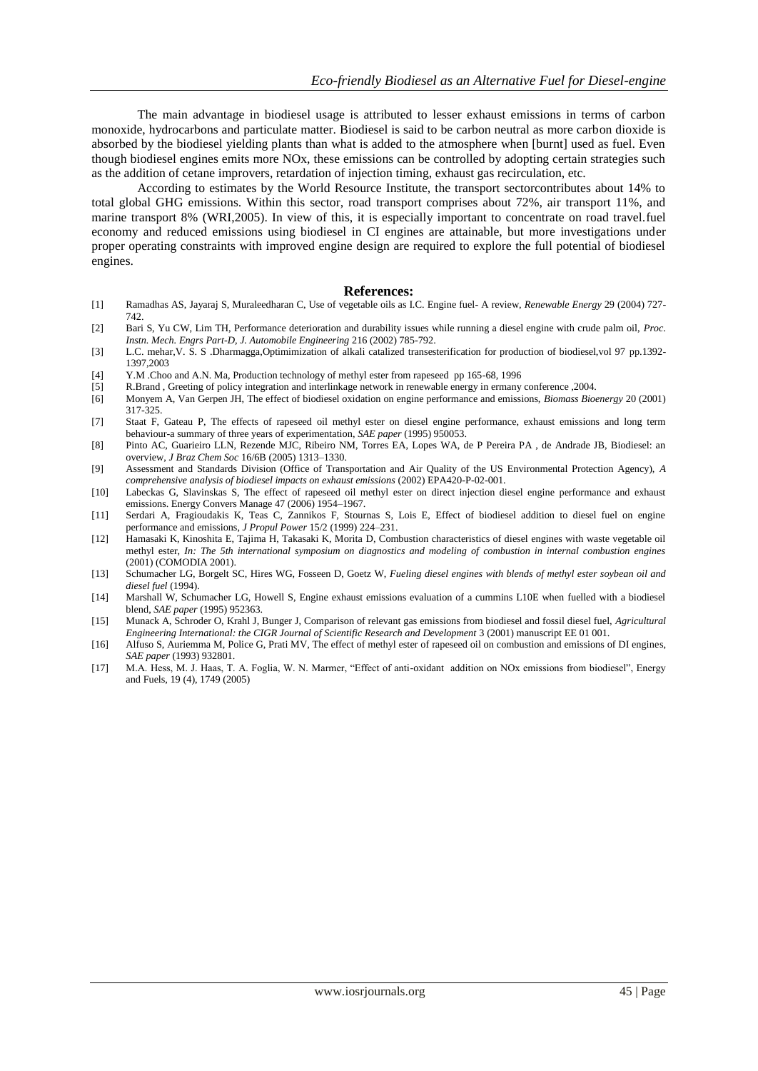The main advantage in biodiesel usage is attributed to lesser exhaust emissions in terms of carbon monoxide, hydrocarbons and particulate matter. Biodiesel is said to be carbon neutral as more carbon dioxide is absorbed by the biodiesel yielding plants than what is added to the atmosphere when [burnt] used as fuel. Even though biodiesel engines emits more NOx, these emissions can be controlled by adopting certain strategies such as the addition of cetane improvers, retardation of injection timing, exhaust gas recirculation, etc.

According to estimates by the World Resource Institute, the transport sectorcontributes about 14% to total global GHG emissions. Within this sector, road transport comprises about 72%, air transport 11%, and marine transport 8% (WRI,2005). In view of this, it is especially important to concentrate on road travel.fuel economy and reduced emissions using biodiesel in CI engines are attainable, but more investigations under proper operating constraints with improved engine design are required to explore the full potential of biodiesel engines.

## References:

[1] Ramadhas AS, Jayaraj S, Muraleedharan C, Use of vegetable oils as I.C. Engine fuel- A review, *Renewable Energy* 29 (2004) 727-742.

[2] Bari S, Yu CW, Lim TH, Performance deterioration and durability issues while running a diesel engine with crude palm oil, *Proc. Instn. Mech. Engrs Part-D, J. Automobile Engineering* 216 (2002) 785-792.

[3] L.C. mehar,V. S. S .Dharmagga,Optimimization of alkali catalized transesterification for production of biodiesel,vol 97 pp.1392-1397,2003

[4] Y.M .Choo and A.N. Ma, Production technology of methyl ester from rapeseed pp 165-68, 1996

[5] R.Brand , Greeting of policy integration and interlinkage network in renewable energy in ermany conference ,2004.

[6] Monyem A, Van Gerpen JH, The effect of biodiesel oxidation on engine performance and emissions, *Biomass Bioenergy* 20 (2001) 317-325.

[7] Staat F, Gateau P, The effects of rapeseed oil methyl ester on diesel engine performance, exhaust emissions and long term behaviour-a summary of three years of experimentation, *SAE paper* (1995) 950053.

[8] Pinto AC, Guarieiro LLN, Rezende MJC, Ribeiro NM, Torres EA, Lopes WA, de P Pereira PA , de Andrade JB, Biodiesel: an overview, *J Braz Chem Soc* 16/6B (2005) 1313–1330.

[9] Assessment and Standards Division (Office of Transportation and Air Quality of the US Environmental Protection Agency), *A comprehensive analysis of biodiesel impacts on exhaust emissions* (2002) EPA420-P-02-001.

[10] Labeckas G, Slavinskas S, The effect of rapeseed oil methyl ester on direct injection diesel engine performance and exhaust emissions. Energy Convers Manage 47 (2006) 1954–1967.

[11] Serdari A, Fragioudakis K, Teas C, Zannikos F, Stournas S, Lois E, Effect of biodiesel addition to diesel fuel on engine performance and emissions, *J Propul Power* 15/2 (1999) 224–231.

[12] Hamasaki K, Kinoshita E, Tajima H, Takasaki K, Morita D, Combustion characteristics of diesel engines with waste vegetable oil methyl ester, *In: The 5th international symposium on diagnostics and modeling of combustion in internal combustion engines* (2001) (COMODIA 2001).

[13] Schumacher LG, Borgelt SC, Hires WG, Fosseen D, Goetz W, *Fueling diesel engines with blends of methyl ester soybean oil and diesel fuel* (1994).

[14] Marshall W, Schumacher LG, Howell S, Engine exhaust emissions evaluation of a cummins L10E when fuelled with a biodiesel blend, *SAE paper* (1995) 952363.

[15] Munack A, Schroder O, Krahl J, Bunger J, Comparison of relevant gas emissions from biodiesel and fossil diesel fuel, *Agricultural Engineering International: the CIGR Journal of Scientific Research and Development* 3 (2001) manuscript EE 01 001.

[16] Alfuso S, Auriemma M, Police G, Prati MV, The effect of methyl ester of rapeseed oil on combustion and emissions of DI engines, *SAE paper* (1993) 932801.

[17] M.A. Hess, M. J. Haas, T. A. Foglia, W. N. Marmer, "Effect of anti-oxidant addition on NOx emissions from biodiesel", Energy and Fuels, 19 (4), 1749 (2005)